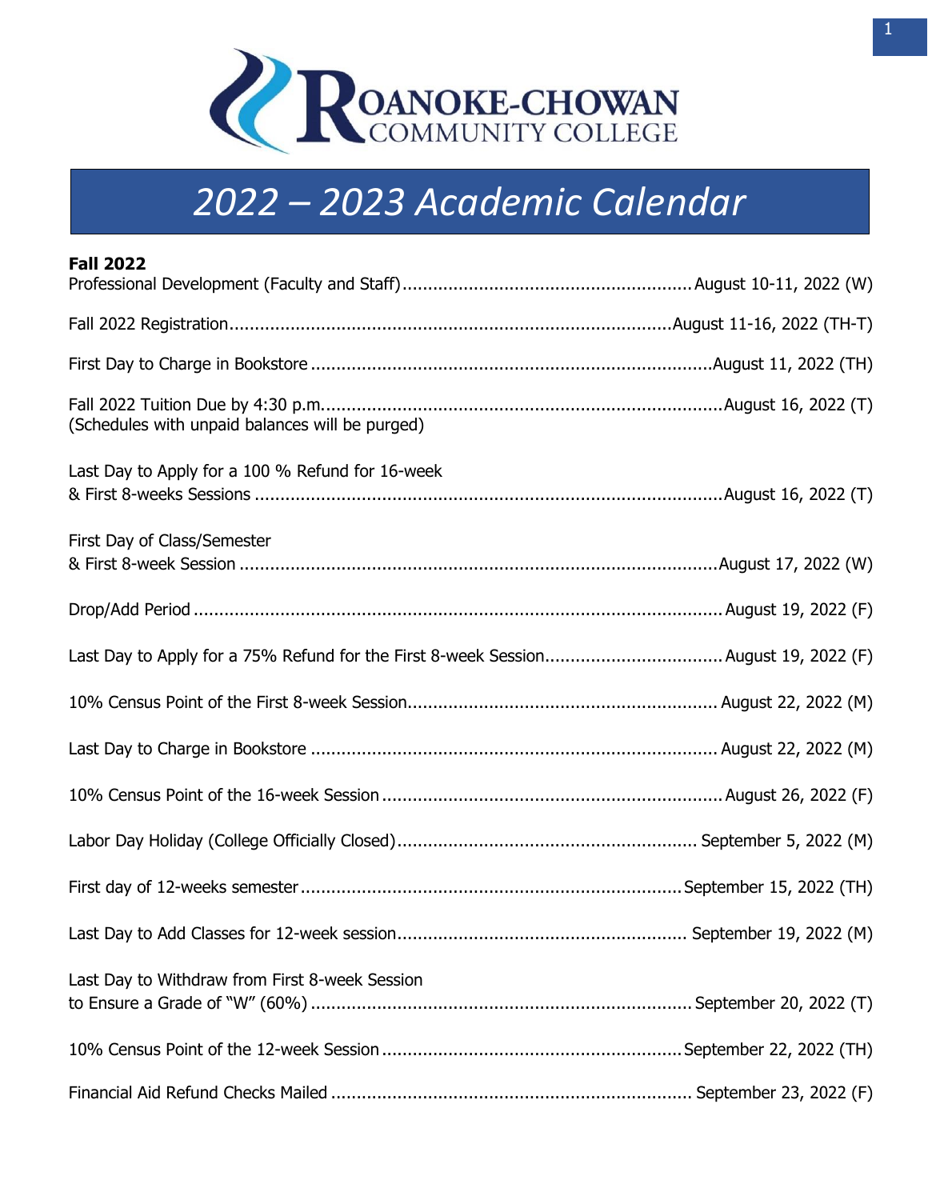Roanoke-Chowan Community College

# 2022 – 2023 Academic Calendar

**Fall 2022**

| Event | Date |
|---|---|
| Professional Development (Faculty and Staff) | August 10-11, 2022 (W) |
| Fall 2022 Registration | August 11-16, 2022 (TH-T) |
| First Day to Charge in Bookstore | August 11, 2022 (TH) |
| Fall 2022 Tuition Due by 4:30 p.m. (Schedules with unpaid balances will be purged) | August 16, 2022 (T) |
| Last Day to Apply for a 100 % Refund for 16-week & First 8-weeks Sessions | August 16, 2022 (T) |
| First Day of Class/Semester & First 8-week Session | August 17, 2022 (W) |
| Drop/Add Period | August 19, 2022 (F) |
| Last Day to Apply for a 75% Refund for the First 8-week Session | August 19, 2022 (F) |
| 10% Census Point of the First 8-week Session | August 22, 2022 (M) |
| Last Day to Charge in Bookstore | August 22, 2022 (M) |
| 10% Census Point of the 16-week Session | August 26, 2022 (F) |
| Labor Day Holiday (College Officially Closed) | September 5, 2022 (M) |
| First day of 12-weeks semester | September 15, 2022 (TH) |
| Last Day to Add Classes for 12-week session | September 19, 2022 (M) |
| Last Day to Withdraw from First 8-week Session to Ensure a Grade of "W" (60%) | September 20, 2022 (T) |
| 10% Census Point of the 12-week Session | September 22, 2022 (TH) |
| Financial Aid Refund Checks Mailed | September 23, 2022 (F) |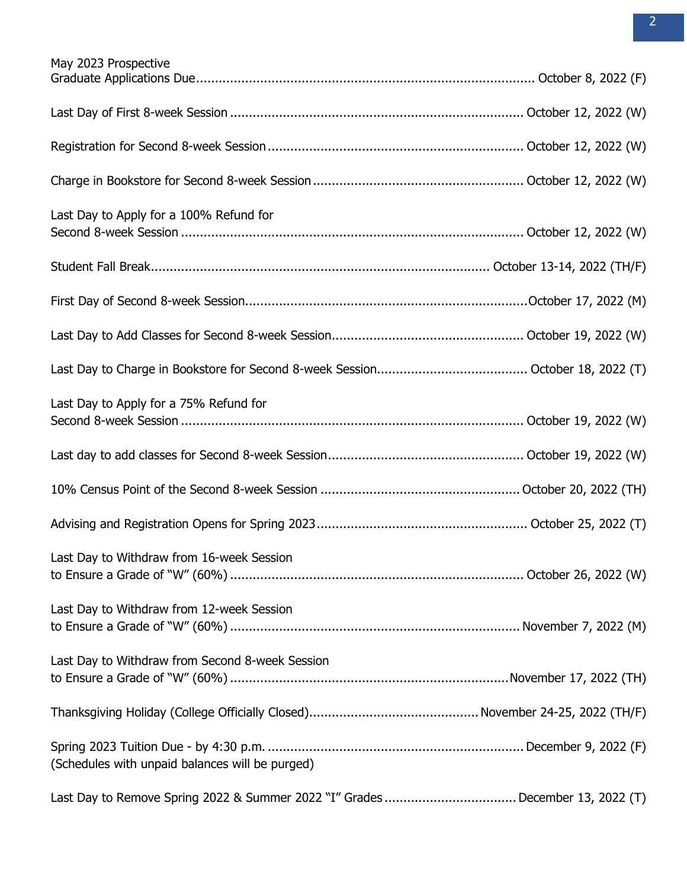May 2023 Prospective
Graduate Applications Due........................................................................................ October 8, 2022 (F)

Last Day of First 8-week Session ............................................................................. October 12, 2022 (W)

Registration for Second 8-week Session.................................................................... October 12, 2022 (W)

Charge in Bookstore for Second 8-week Session........................................................ October 12, 2022 (W)

Last Day to Apply for a 100% Refund for
Second 8-week Session .......................................................................................... October 12, 2022 (W)

Student Fall Break....................................................................................... October 13-14, 2022 (TH/F)

First Day of Second 8-week Session...........................................................................October 17, 2022 (M)

Last Day to Add Classes for Second 8-week Session................................................... October 19, 2022 (W)

Last Day to Charge in Bookstore for Second 8-week Session........................................ October 18, 2022 (T)

Last Day to Apply for a 75% Refund for
Second 8-week Session .......................................................................................... October 19, 2022 (W)

Last day to add classes for Second 8-week Session.................................................... October 19, 2022 (W)

10% Census Point of the Second 8-week Session ..................................................... October 20, 2022 (TH)

Advising and Registration Opens for Spring 2023........................................................ October 25, 2022 (T)

Last Day to Withdraw from 16-week Session
to Ensure a Grade of "W" (60%) ............................................................................. October 26, 2022 (W)

Last Day to Withdraw from 12-week Session
to Ensure a Grade of "W" (60%) ............................................................................ November 7, 2022 (M)

Last Day to Withdraw from Second 8-week Session
to Ensure a Grade of "W" (60%) ..........................................................................November 17, 2022 (TH)

Thanksgiving Holiday (College Officially Closed).............................................November 24-25, 2022 (TH/F)

Spring 2023 Tuition Due - by 4:30 p.m. .................................................................... December 9, 2022 (F)
(Schedules with unpaid balances will be purged)

Last Day to Remove Spring 2022 & Summer 2022 "I" Grades ................................... December 13, 2022 (T)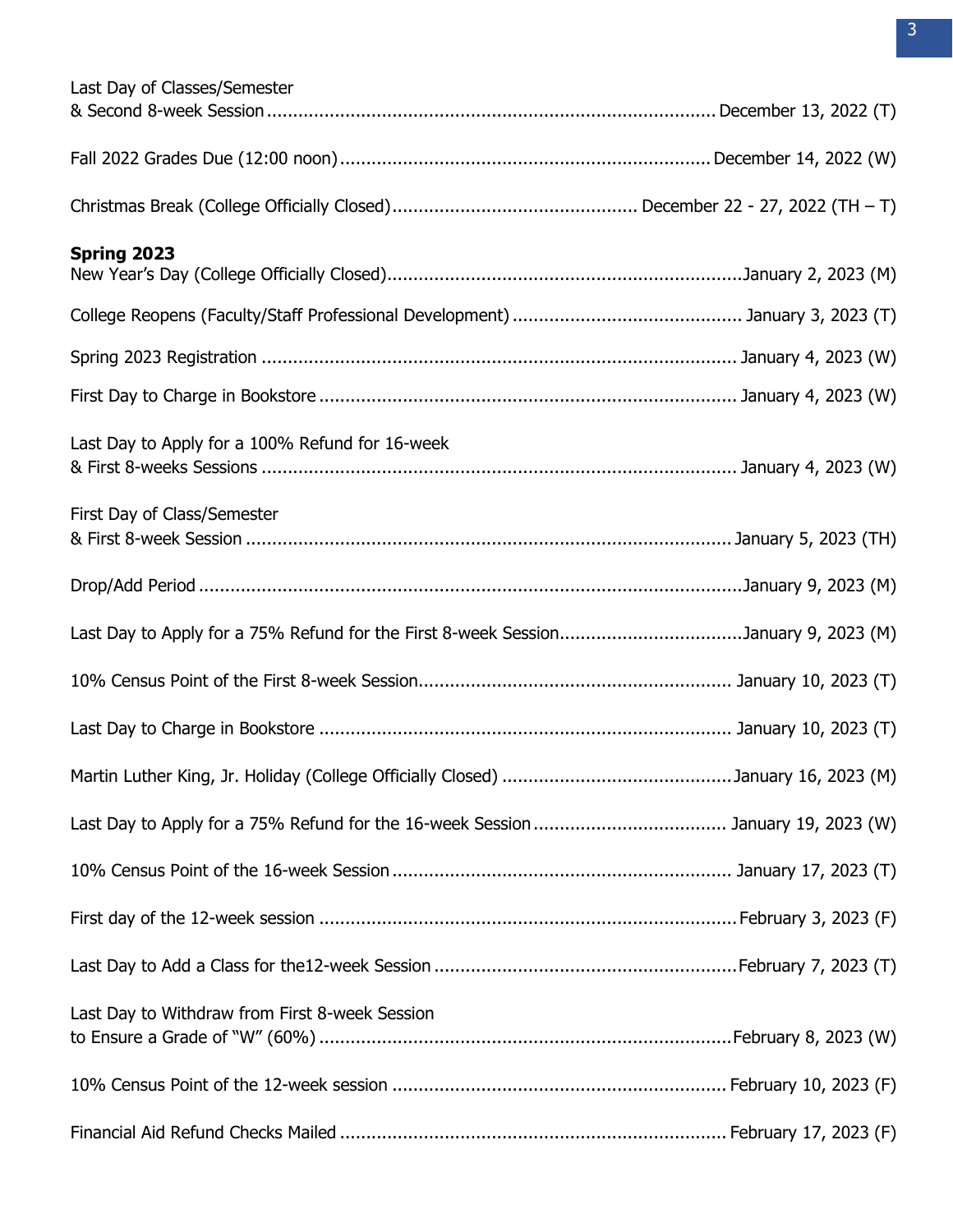Last Day of Classes/Semester & Second 8-week Session .......... December 13, 2022 (T)

Fall 2022 Grades Due (12:00 noon) .......... December 14, 2022 (W)

Christmas Break (College Officially Closed) .......... December 22 - 27, 2022 (TH – T)

## Spring 2023

New Year's Day (College Officially Closed) .......... January 2, 2023 (M)

College Reopens (Faculty/Staff Professional Development) .......... January 3, 2023 (T)

Spring 2023 Registration .......... January 4, 2023 (W)

First Day to Charge in Bookstore .......... January 4, 2023 (W)

Last Day to Apply for a 100% Refund for 16-week & First 8-weeks Sessions .......... January 4, 2023 (W)

First Day of Class/Semester & First 8-week Session .......... January 5, 2023 (TH)

Drop/Add Period .......... January 9, 2023 (M)

Last Day to Apply for a 75% Refund for the First 8-week Session .......... January 9, 2023 (M)

10% Census Point of the First 8-week Session .......... January 10, 2023 (T)

Last Day to Charge in Bookstore .......... January 10, 2023 (T)

Martin Luther King, Jr. Holiday (College Officially Closed) .......... January 16, 2023 (M)

Last Day to Apply for a 75% Refund for the 16-week Session .......... January 19, 2023 (W)

10% Census Point of the 16-week Session .......... January 17, 2023 (T)

First day of the 12-week session .......... February 3, 2023 (F)

Last Day to Add a Class for the12-week Session .......... February 7, 2023 (T)

Last Day to Withdraw from First 8-week Session to Ensure a Grade of "W" (60%) .......... February 8, 2023 (W)

10% Census Point of the 12-week session .......... February 10, 2023 (F)

Financial Aid Refund Checks Mailed .......... February 17, 2023 (F)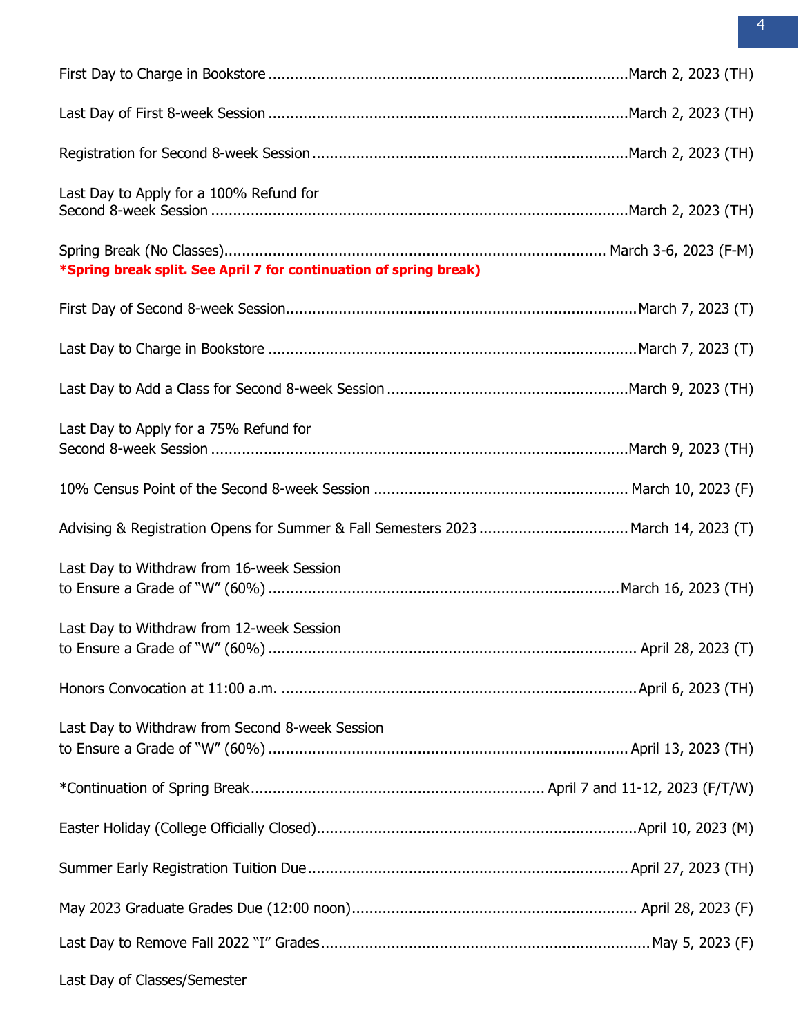| Event | Date |
| --- | --- |
| First Day to Charge in Bookstore | March 2, 2023 (TH) |
| Last Day of First 8-week Session | March 2, 2023 (TH) |
| Registration for Second 8-week Session | March 2, 2023 (TH) |
| Last Day to Apply for a 100% Refund for Second 8-week Session | March 2, 2023 (TH) |
| Spring Break (No Classes)<br>**\*Spring break split. See April 7 for continuation of spring break)** | March 3-6, 2023 (F-M) |
| First Day of Second 8-week Session | March 7, 2023 (T) |
| Last Day to Charge in Bookstore | March 7, 2023 (T) |
| Last Day to Add a Class for Second 8-week Session | March 9, 2023 (TH) |
| Last Day to Apply for a 75% Refund for Second 8-week Session | March 9, 2023 (TH) |
| 10% Census Point of the Second 8-week Session | March 10, 2023 (F) |
| Advising & Registration Opens for Summer & Fall Semesters 2023 | March 14, 2023 (T) |
| Last Day to Withdraw from 16-week Session to Ensure a Grade of "W" (60%) | March 16, 2023 (TH) |
| Last Day to Withdraw from 12-week Session to Ensure a Grade of "W" (60%) | April 28, 2023 (T) |
| Honors Convocation at 11:00 a.m. | April 6, 2023 (TH) |
| Last Day to Withdraw from Second 8-week Session to Ensure a Grade of "W" (60%) | April 13, 2023 (TH) |
| *Continuation of Spring Break | April 7 and 11-12, 2023 (F/T/W) |
| Easter Holiday (College Officially Closed) | April 10, 2023 (M) |
| Summer Early Registration Tuition Due | April 27, 2023 (TH) |
| May 2023 Graduate Grades Due (12:00 noon) | April 28, 2023 (F) |
| Last Day to Remove Fall 2022 "I" Grades | May 5, 2023 (F) |
| Last Day of Classes/Semester | |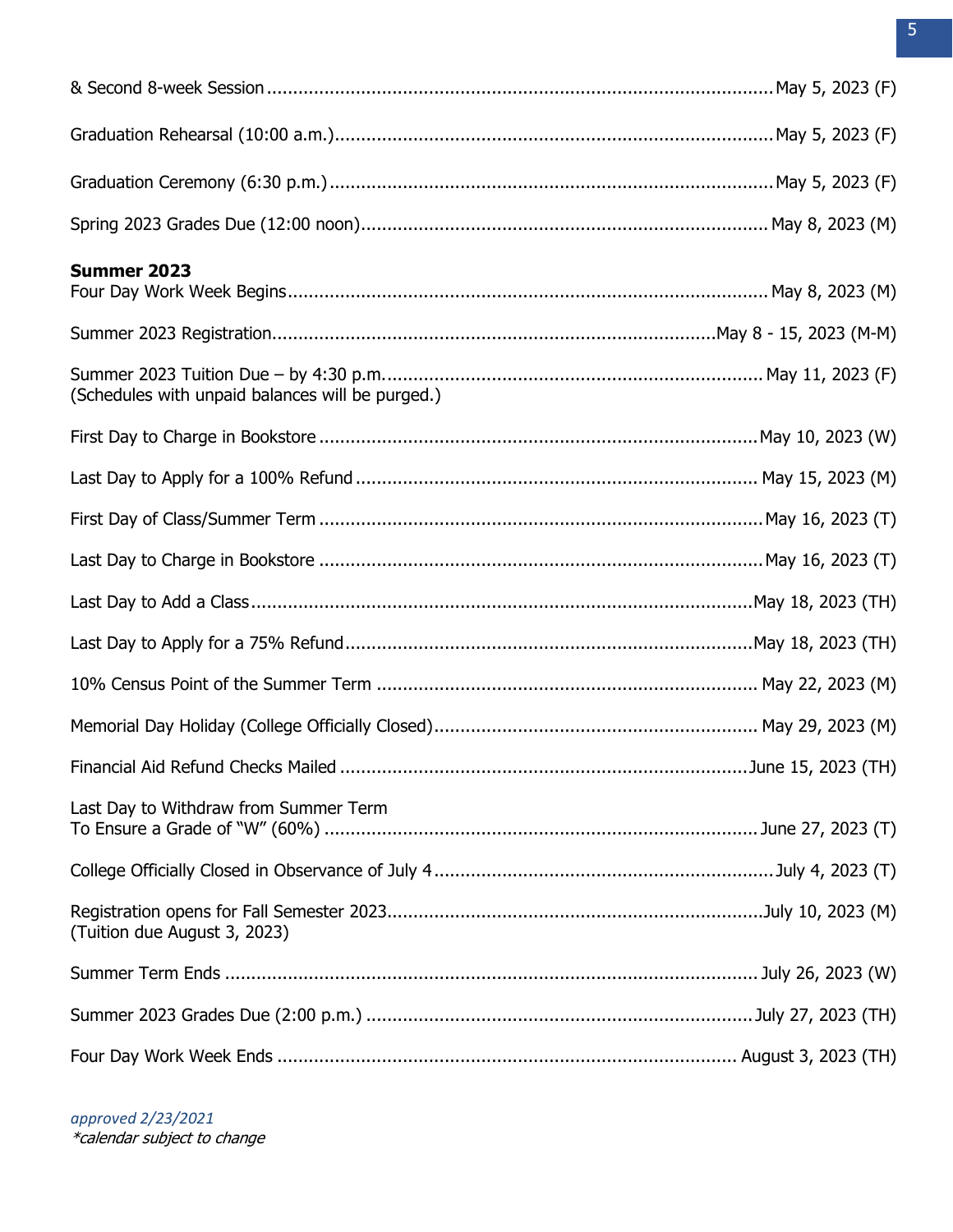& Second 8-week Session ............................................................................................ May 5, 2023 (F)

Graduation Rehearsal (10:00 a.m.) ............................................................................... May 5, 2023 (F)

Graduation Ceremony (6:30 p.m.) ................................................................................. May 5, 2023 (F)

Spring 2023 Grades Due (12:00 noon) ........................................................................... May 8, 2023 (M)

**Summer 2023**

Four Day Work Week Begins ......................................................................................... May 8, 2023 (M)

Summer 2023 Registration ............................................................................................. May 8 - 15, 2023 (M-M)

Summer 2023 Tuition Due – by 4:30 p.m. ..................................................................... May 11, 2023 (F)
(Schedules with unpaid balances will be purged.)

First Day to Charge in Bookstore ................................................................................... May 10, 2023 (W)

Last Day to Apply for a 100% Refund ............................................................................ May 15, 2023 (M)

First Day of Class/Summer Term .................................................................................... May 16, 2023 (T)

Last Day to Charge in Bookstore .................................................................................... May 16, 2023 (T)

Last Day to Add a Class ................................................................................................. May 18, 2023 (TH)

Last Day to Apply for a 75% Refund .............................................................................. May 18, 2023 (TH)

10% Census Point of the Summer Term ......................................................................... May 22, 2023 (M)

Memorial Day Holiday (College Officially Closed) ............................................................ May 29, 2023 (M)

Financial Aid Refund Checks Mailed ............................................................................... June 15, 2023 (TH)

Last Day to Withdraw from Summer Term
To Ensure a Grade of "W" (60%) ................................................................................... June 27, 2023 (T)

College Officially Closed in Observance of July 4 ............................................................ July 4, 2023 (T)

Registration opens for Fall Semester 2023 ..................................................................... July 10, 2023 (M)
(Tuition due August 3, 2023)

Summer Term Ends ........................................................................................................ July 26, 2023 (W)

Summer 2023 Grades Due (2:00 p.m.) ........................................................................... July 27, 2023 (TH)

Four Day Work Week Ends ............................................................................................. August 3, 2023 (TH)

*approved 2/23/2021*
*\*calendar subject to change*